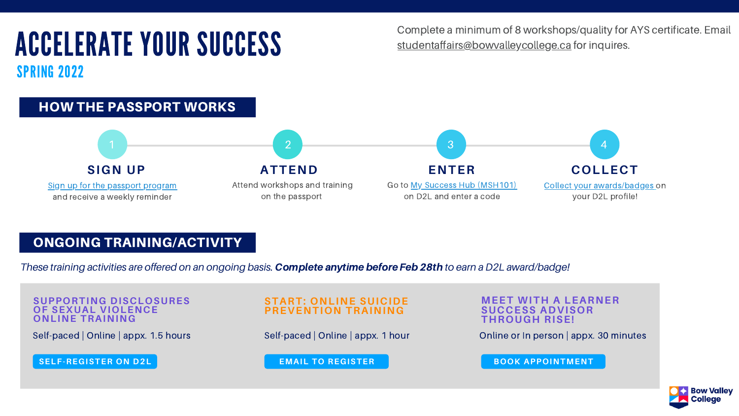# ACCELERATE YOUR SUCCESS

## SPRING 2022

Complete a minimum of 8 workshops/quality for AYS certificate. Email studentaffairs@bowvalleycollege.ca for inquires.

## HOW THE PASSPORT WORKS

1. **SIGN UP**
   Sign up for the passport program and receive a weekly reminder

2. **ATTEND**
   Attend workshops and training on the passport

3. **ENTER**
   Go to My Success Hub (MSH101) on D2L and enter a code

4. **COLLECT**
   Collect your awards/badges on your D2L profile!

## ONGOING TRAINING/ACTIVITY

*These training activities are offered on an ongoing basis. **Complete anytime before Feb 28th** to earn a D2L award/badge!*

### SUPPORTING DISCLOSURES OF SEXUAL VIOLENCE ONLINE TRAINING

Self-paced | Online | appx. 1.5 hours

SELF-REGISTER ON D2L

### START: ONLINE SUICIDE PREVENTION TRAINING

Self-paced | Online | appx. 1 hour

EMAIL TO REGISTER

### MEET WITH A LEARNER SUCCESS ADVISOR THROUGH RISE!

Online or In person | appx. 30 minutes

BOOK APPOINTMENT

Bow Valley College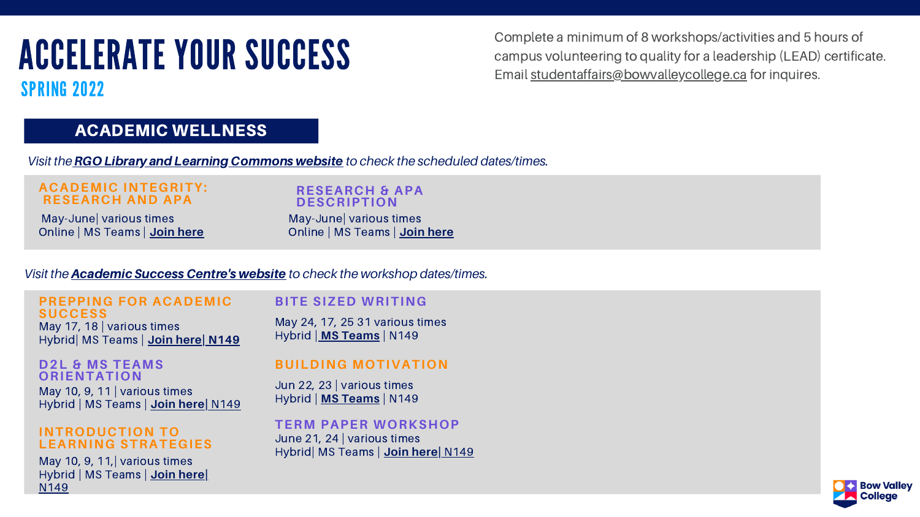# ACCELERATE YOUR SUCCESS

## SPRING 2022

Complete a minimum of 8 workshops/activities and 5 hours of campus volunteering to quality for a leadership (LEAD) certificate. Email studentaffairs@bowvalleycollege.ca for inquires.

## ACADEMIC WELLNESS

*Visit the **RGO Library and Learning Commons website** to check the scheduled dates/times.*

### ACADEMIC INTEGRITY: RESEARCH AND APA

May-June| various times
Online | MS Teams | **Join here**

### RESEARCH & APA DESCRIPTION

May-June| various times
Online | MS Teams | **Join here**

*Visit the **Academic Success Centre's website** to check the workshop dates/times.*

### PREPPING FOR ACADEMIC SUCCESS

May 17, 18 | various times
Hybrid| MS Teams | **Join here| N149**

### D2L & MS TEAMS ORIENTATION

May 10, 9, 11 | various times
Hybrid | MS Teams | **Join here**| N149

### INTRODUCTION TO LEARNING STRATEGIES

May 10, 9, 11,| various times
Hybrid | MS Teams | **Join here**| N149

### BITE SIZED WRITING

May 24, 17, 25 31 various times
Hybrid | **MS Teams** | N149

### BUILDING MOTIVATION

Jun 22, 23 | various times
Hybrid | **MS Teams** | N149

### TERM PAPER WORKSHOP

June 21, 24 | various times
Hybrid| MS Teams | **Join here**| N149

Bow Valley College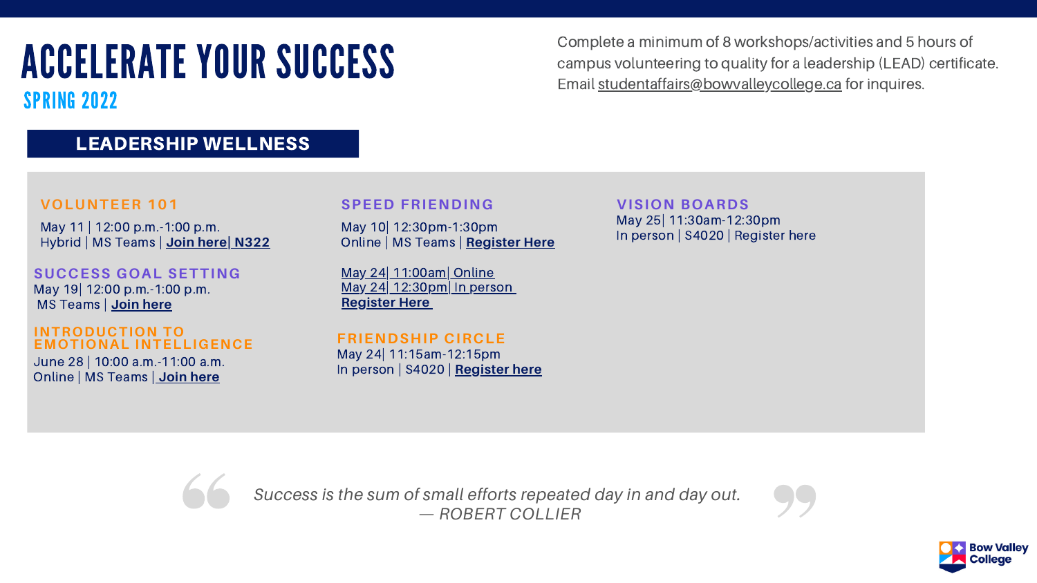# ACCELERATE YOUR SUCCESS

## SPRING 2022

Complete a minimum of 8 workshops/activities and 5 hours of campus volunteering to quality for a leadership (LEAD) certificate. Email studentaffairs@bowvalleycollege.ca for inquires.

## LEADERSHIP WELLNESS

### VOLUNTEER 101

May 11 | 12:00 p.m.-1:00 p.m.
Hybrid | MS Teams | **Join here| N322**

### SUCCESS GOAL SETTING

May 19| 12:00 p.m.-1:00 p.m.
MS Teams | **Join here**

### INTRODUCTION TO EMOTIONAL INTELLIGENCE

June 28 | 10:00 a.m.-11:00 a.m.
Online | MS Teams | **Join here**

### SPEED FRIENDING

May 10| 12:30pm-1:30pm
Online | MS Teams | **Register Here**

May 24| 11:00am| Online
May 24| 12:30pm| In person
**Register Here**

### FRIENDSHIP CIRCLE

May 24| 11:15am-12:15pm
In person | S4020 | **Register here**

### VISION BOARDS

May 25| 11:30am-12:30pm
In person | S4020 | Register here

> *Success is the sum of small efforts repeated day in and day out.*
> *— ROBERT COLLIER*

Bow Valley College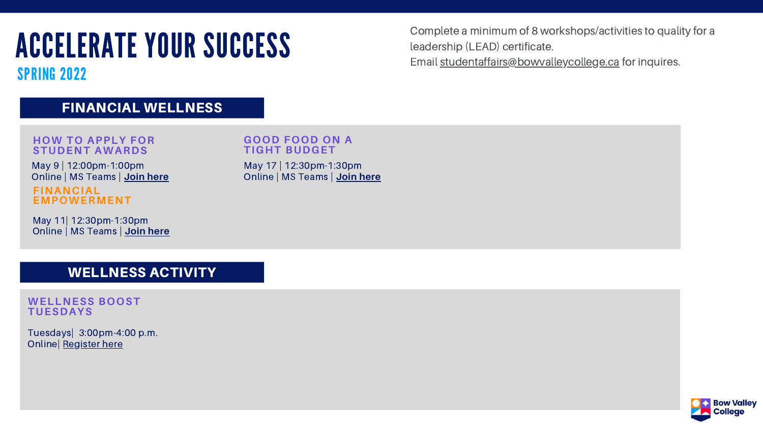# ACCELERATE YOUR SUCCESS

## SPRING 2022

Complete a minimum of 8 workshops/activities to quality for a leadership (LEAD) certificate.
Email studentaffairs@bowvalleycollege.ca for inquires.

## FINANCIAL WELLNESS

### HOW TO APPLY FOR STUDENT AWARDS

May 9 | 12:00pm-1:00pm
Online | MS Teams | **Join here**

### FINANCIAL EMPOWERMENT

May 11| 12:30pm-1:30pm
Online | MS Teams | **Join here**

### GOOD FOOD ON A TIGHT BUDGET

May 17 | 12:30pm-1:30pm
Online | MS Teams | **Join here**

## WELLNESS ACTIVITY

### WELLNESS BOOST TUESDAYS

Tuesdays| 3:00pm-4:00 p.m.
Online| Register here

Bow Valley College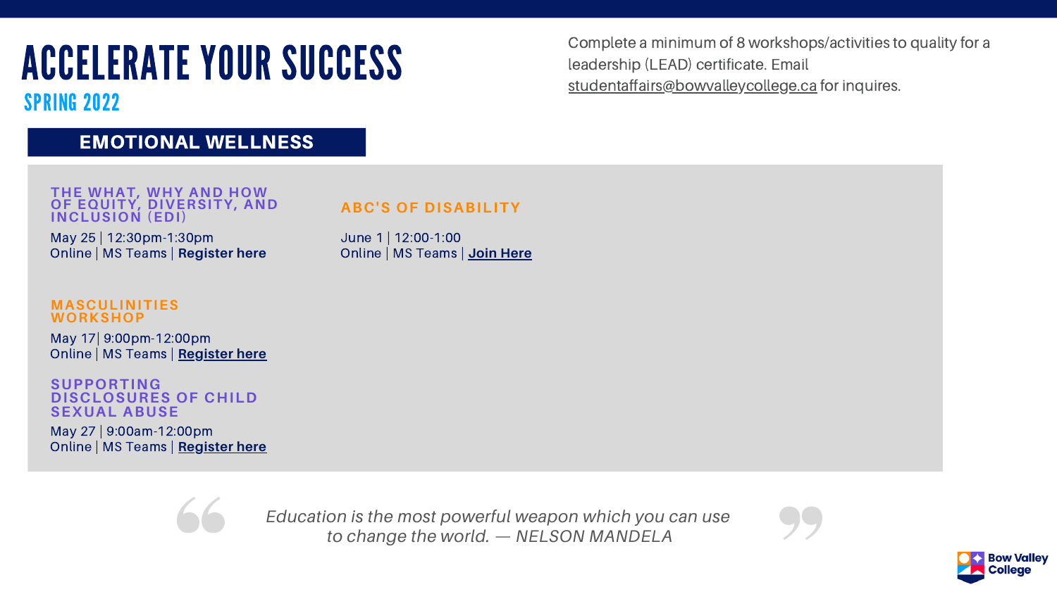# ACCELERATE YOUR SUCCESS

## SPRING 2022

Complete a minimum of 8 workshops/activities to quality for a leadership (LEAD) certificate. Email studentaffairs@bowvalleycollege.ca for inquires.

## EMOTIONAL WELLNESS

### THE WHAT, WHY AND HOW OF EQUITY, DIVERSITY, AND INCLUSION (EDI)

May 25 | 12:30pm-1:30pm
Online | MS Teams | **Register here**

### MASCULINITIES WORKSHOP

May 17| 9:00pm-12:00pm
Online | MS Teams | **Register here**

### SUPPORTING DISCLOSURES OF CHILD SEXUAL ABUSE

May 27 | 9:00am-12:00pm
Online | MS Teams | **Register here**

### ABC'S OF DISABILITY

June 1 | 12:00-1:00
Online | MS Teams | **Join Here**

*Education is the most powerful weapon which you can use to change the world. — NELSON MANDELA*

Bow Valley College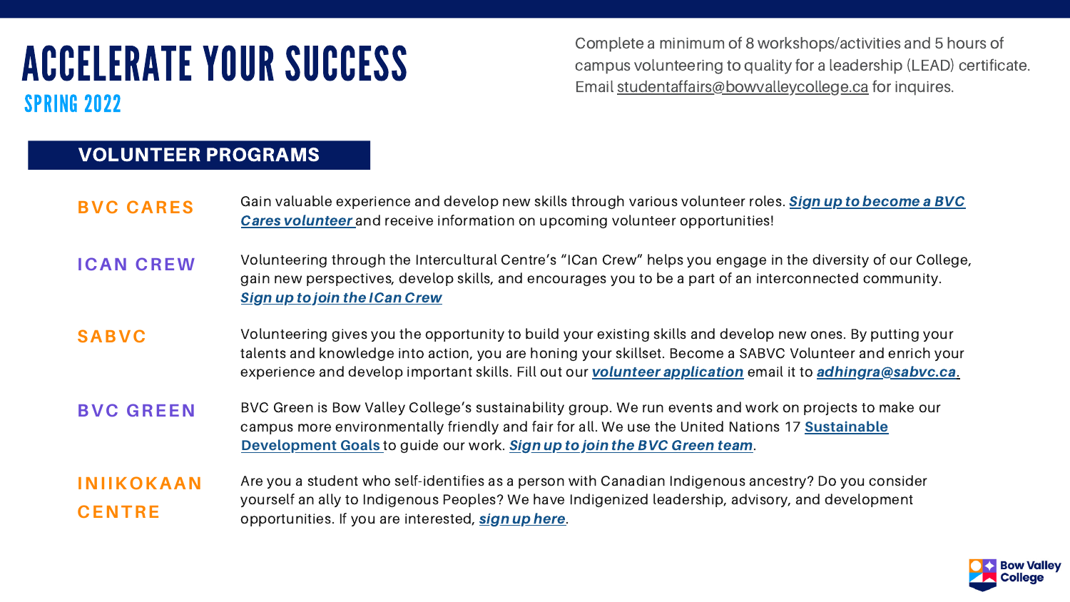# ACCELERATE YOUR SUCCESS

## SPRING 2022

Complete a minimum of 8 workshops/activities and 5 hours of campus volunteering to quality for a leadership (LEAD) certificate. Email studentaffairs@bowvalleycollege.ca for inquires.

## VOLUNTEER PROGRAMS

**BVC CARES**

Gain valuable experience and develop new skills through various volunteer roles. ***Sign up to become a BVC Cares volunteer*** and receive information on upcoming volunteer opportunities!

**ICAN CREW**

Volunteering through the Intercultural Centre's "ICan Crew" helps you engage in the diversity of our College, gain new perspectives, develop skills, and encourages you to be a part of an interconnected community. ***Sign up to join the ICan Crew***

**SABVC**

Volunteering gives you the opportunity to build your existing skills and develop new ones. By putting your talents and knowledge into action, you are honing your skillset. Become a SABVC Volunteer and enrich your experience and develop important skills. Fill out our ***volunteer application*** email it to ***adhingra@sabvc.ca***.

**BVC GREEN**

BVC Green is Bow Valley College's sustainability group. We run events and work on projects to make our campus more environmentally friendly and fair for all. We use the United Nations 17 **Sustainable Development Goals** to guide our work. ***Sign up to join the BVC Green team***.

**INIIKOKAAN CENTRE**

Are you a student who self-identifies as a person with Canadian Indigenous ancestry? Do you consider yourself an ally to Indigenous Peoples? We have Indigenized leadership, advisory, and development opportunities. If you are interested, ***sign up here***.

Bow Valley College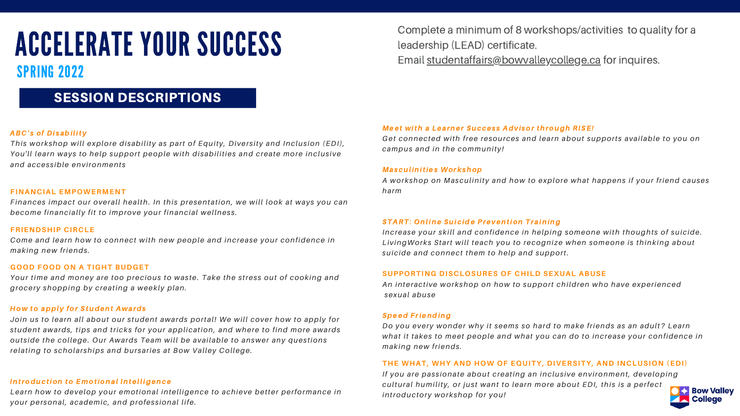# ACCELERATE YOUR SUCCESS

## SPRING 2022

Complete a minimum of 8 workshops/activities to quality for a leadership (LEAD) certificate.
Email studentaffairs@bowvalleycollege.ca for inquires.

## SESSION DESCRIPTIONS

### *ABC's of Disability*

*This workshop will explore disability as part of Equity, Diversity and Inclusion (EDI), You'll learn ways to help support people with disabilities and create more inclusive and accessible environments*

### FINANCIAL EMPOWERMENT

*Finances impact our overall health. In this presentation, we will look at ways you can become financially fit to improve your financial wellness.*

### FRIENDSHIP CIRCLE

*Come and learn how to connect with new people and increase your confidence in making new friends.*

### GOOD FOOD ON A TIGHT BUDGET

*Your time and money are too precious to waste. Take the stress out of cooking and grocery shopping by creating a weekly plan.*

### *How to apply for Student Awards*

*Join us to learn all about our student awards portal! We will cover how to apply for student awards, tips and tricks for your application, and where to find more awards outside the college. Our Awards Team will be available to answer any questions relating to scholarships and bursaries at Bow Valley College.*

### *Introduction to Emotional Intelligence*

*Learn how to develop your emotional intelligence to achieve better performance in your personal, academic, and professional life.*

### *Meet with a Learner Success Advisor through RISE!*

*Get connected with free resources and learn about supports available to you on campus and in the community!*

### *Masculinities Workshop*

*A workshop on Masculinity and how to explore what happens if your friend causes harm*

### *START: Online Suicide Prevention Training*

*Increase your skill and confidence in helping someone with thoughts of suicide. LivingWorks Start will teach you to recognize when someone is thinking about suicide and connect them to help and support.*

### SUPPORTING DISCLOSURES OF CHILD SEXUAL ABUSE

*An interactive workshop on how to support children who have experienced sexual abuse*

### *Speed Friending*

*Do you every wonder why it seems so hard to make friends as an adult? Learn what it takes to meet people and what you can do to increase your confidence in making new friends.*

### THE WHAT, WHY AND HOW OF EQUITY, DIVERSITY, AND INCLUSION (EDI)

*If you are passionate about creating an inclusive environment, developing cultural humility, or just want to learn more about EDI, this is a perfect introductory workshop for you!*

Bow Valley College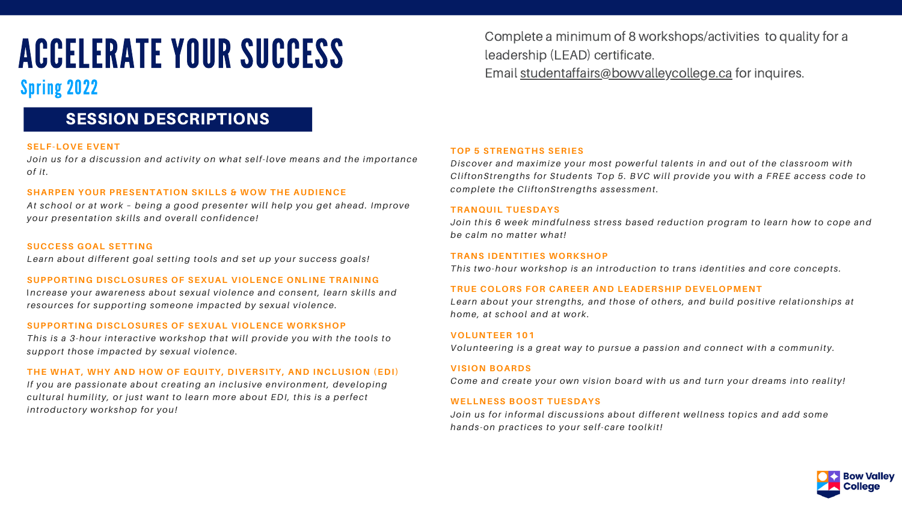# ACCELERATE YOUR SUCCESS

## Spring 2022

Complete a minimum of 8 workshops/activities to quality for a leadership (LEAD) certificate.
Email studentaffairs@bowvalleycollege.ca for inquires.

## SESSION DESCRIPTIONS

### SELF-LOVE EVENT

*Join us for a discussion and activity on what self-love means and the importance of it.*

### SHARPEN YOUR PRESENTATION SKILLS & WOW THE AUDIENCE

*At school or at work – being a good presenter will help you get ahead. Improve your presentation skills and overall confidence!*

### SUCCESS GOAL SETTING

*Learn about different goal setting tools and set up your success goals!*

### SUPPORTING DISCLOSURES OF SEXUAL VIOLENCE ONLINE TRAINING

*Increase your awareness about sexual violence and consent, learn skills and resources for supporting someone impacted by sexual violence.*

### SUPPORTING DISCLOSURES OF SEXUAL VIOLENCE WORKSHOP

*This is a 3-hour interactive workshop that will provide you with the tools to support those impacted by sexual violence.*

### THE WHAT, WHY AND HOW OF EQUITY, DIVERSITY, AND INCLUSION (EDI)

*If you are passionate about creating an inclusive environment, developing cultural humility, or just want to learn more about EDI, this is a perfect introductory workshop for you!*

### TOP 5 STRENGTHS SERIES

*Discover and maximize your most powerful talents in and out of the classroom with CliftonStrengths for Students Top 5. BVC will provide you with a FREE access code to complete the CliftonStrengths assessment.*

### TRANQUIL TUESDAYS

*Join this 6 week mindfulness stress based reduction program to learn how to cope and be calm no matter what!*

### TRANS IDENTITIES WORKSHOP

*This two-hour workshop is an introduction to trans identities and core concepts.*

### TRUE COLORS FOR CAREER AND LEADERSHIP DEVELOPMENT

*Learn about your strengths, and those of others, and build positive relationships at home, at school and at work.*

### VOLUNTEER 101

*Volunteering is a great way to pursue a passion and connect with a community.*

### VISION BOARDS

*Come and create your own vision board with us and turn your dreams into reality!*

### WELLNESS BOOST TUESDAYS

*Join us for informal discussions about different wellness topics and add some hands-on practices to your self-care toolkit!*

Bow Valley College